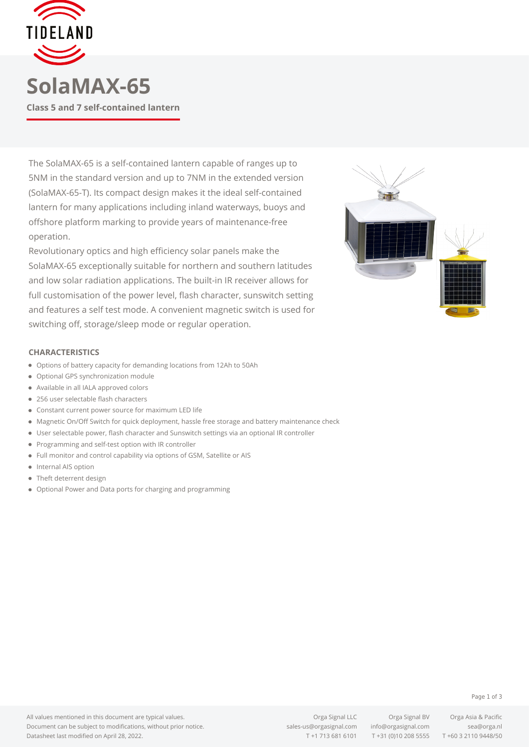# SolaMAX-65

**Class 5 and 7 self-contained lantern**

The SolaMAX-65 is a self-contained lantern capable of ranges up to 5NM in the standard version and up to 7NM in the extended version (SolaMAX-65-T). Its compact design makes it the ideal self-contained lantern for many applications including inland waterways, buoys and offshore platform marking to provide years of maintenance-free operation.

Revolutionary optics and high efficiency solar panels make the SolaMAX-65 exceptionally suitable for northern and southern latitudes and low solar radiation applications. The built-in IR receiver allows for full customisation of the power level, flash character, sunswitch setting and features a self test mode. A convenient magnetic switch is used for switching off, storage/sleep mode or regular operation.

## CHARACTERISTICS

- Options of battery capacity for demanding locations from 12Ah to 50Ah
- Optional GPS synchronization module
- Available in all IALA approved colors
- 256 user selectable flash characters
- Constant current power source for maximum LED life
- Magnetic On/Off Switch for quick deployment, hassle free storage and battery maintenance check
- User selectable power, flash character and Sunswitch settings via an optional IR controller
- Programming and self-test option with IR controller
- Full monitor and control capability via options of GSM, Satellite or AIS
- Internal AIS option
- Theft deterrent design
- Optional Power and Data ports for charging and programming

All values mentioned in this document are typical values.
Document can be subject to modifications, without prior notice.
Datasheet last modified on April 28, 2022.

| Orga Signal LLC | Orga Signal BV | Orga Asia & Pacific |
| --- | --- | --- |
| sales-us@orgasignal.com | info@orgasignal.com | sea@orga.nl |
| T +1 713 681 6101 | T +31 (0)10 208 5555 | T +60 3 2110 9448/50 |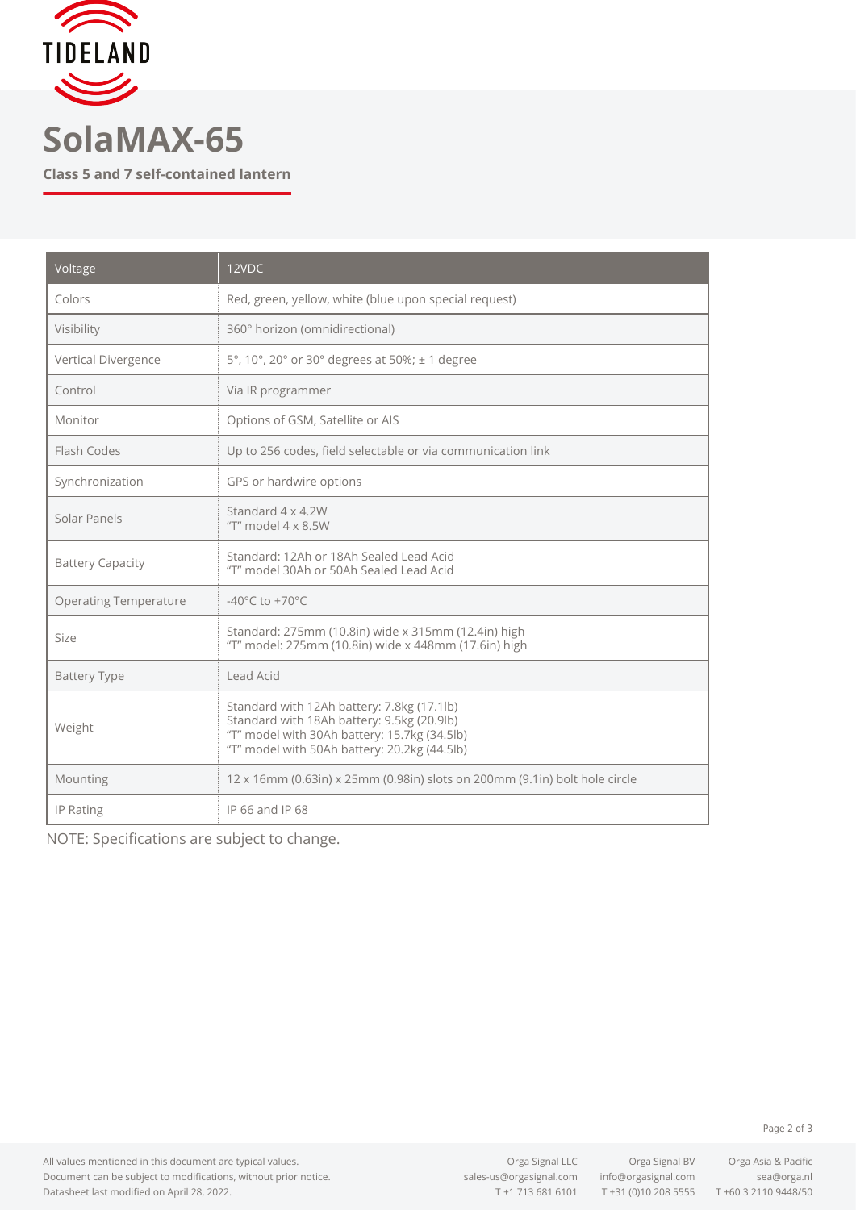# SolaMAX-65

**Class 5 and 7 self-contained lantern**

| Voltage | 12VDC |
|---|---|
| Colors | Red, green, yellow, white (blue upon special request) |
| Visibility | 360° horizon (omnidirectional) |
| Vertical Divergence | 5°, 10°, 20° or 30° degrees at 50%; ± 1 degree |
| Control | Via IR programmer |
| Monitor | Options of GSM, Satellite or AIS |
| Flash Codes | Up to 256 codes, field selectable or via communication link |
| Synchronization | GPS or hardwire options |
| Solar Panels | Standard 4 x 4.2W<br>"T" model 4 x 8.5W |
| Battery Capacity | Standard: 12Ah or 18Ah Sealed Lead Acid<br>"T" model 30Ah or 50Ah Sealed Lead Acid |
| Operating Temperature | -40°C to +70°C |
| Size | Standard: 275mm (10.8in) wide x 315mm (12.4in) high<br>"T" model: 275mm (10.8in) wide x 448mm (17.6in) high |
| Battery Type | Lead Acid |
| Weight | Standard with 12Ah battery: 7.8kg (17.1lb)<br>Standard with 18Ah battery: 9.5kg (20.9lb)<br>"T" model with 30Ah battery: 15.7kg (34.5lb)<br>"T" model with 50Ah battery: 20.2kg (44.5lb) |
| Mounting | 12 x 16mm (0.63in) x 25mm (0.98in) slots on 200mm (9.1in) bolt hole circle |
| IP Rating | IP 66 and IP 68 |

NOTE: Specifications are subject to change.

All values mentioned in this document are typical values.
Document can be subject to modifications, without prior notice.
Datasheet last modified on April 28, 2022.

Orga Signal LLC
sales-us@orgasignal.com
T +1 713 681 6101

Orga Signal BV
info@orgasignal.com
T +31 (0)10 208 5555

Orga Asia & Pacific
sea@orga.nl
T +60 3 2110 9448/50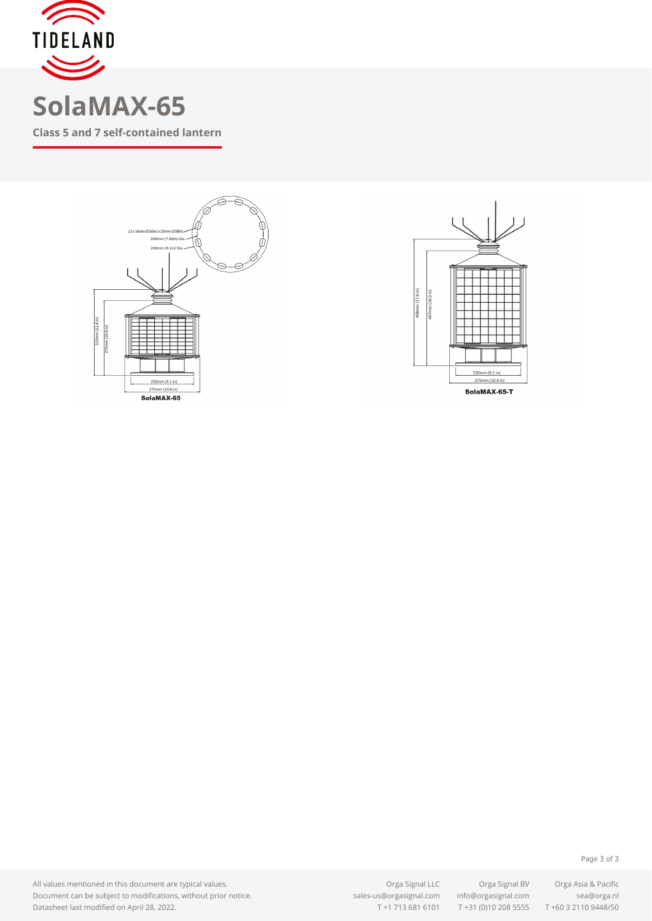# SolaMAX-65

**Class 5 and 7 self-contained lantern**

12 x 16mm (0.63in) x 25mm (0.98in)
200mm (7.88in) Dia.
230mm (9.1in) Dia.
315mm (12.4 in)
275mm (10.8 in)
230mm (9.1 in)
275mm (10.8 in)
SolaMAX-65

448mm (17.6 in)
407mm (16.0 in)
230mm (9.1 in)
275mm (10.8 in)
SolaMAX-65-T

All values mentioned in this document are typical values.
Document can be subject to modifications, without prior notice.
Datasheet last modified on April 28, 2022.

Orga Signal LLC
sales-us@orgasignal.com
T +1 713 681 6101

Orga Signal BV
info@orgasignal.com
T +31 (0)10 208 5555

Orga Asia & Pacific
sea@orga.nl
T +60 3 2110 9448/50